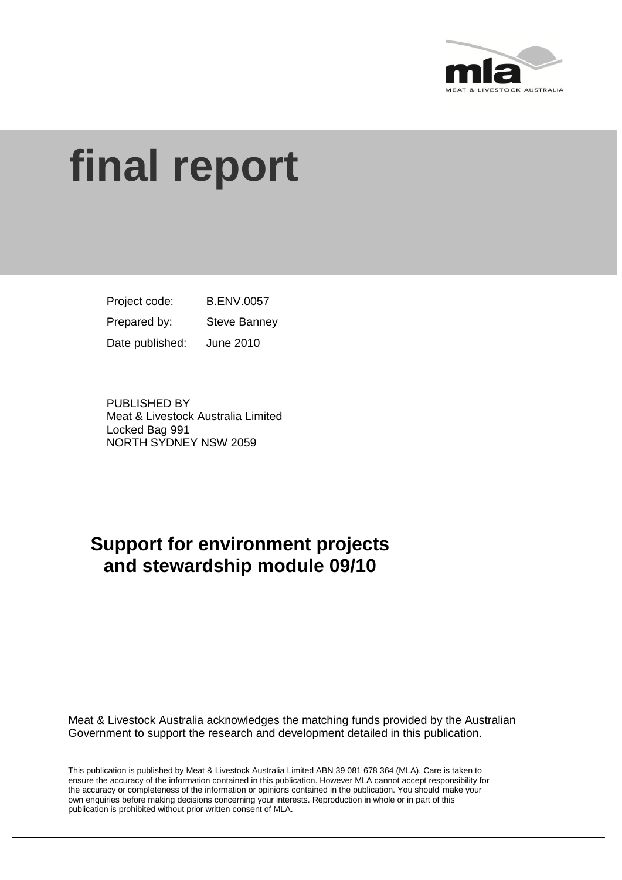MEAT & LIVESTOCK AUSTRALIA

# final report

| | |
|---|---|
| Project code: | B.ENV.0057 |
| Prepared by: | Steve Banney |
| Date published: | June 2010 |

PUBLISHED BY
Meat & Livestock Australia Limited
Locked Bag 991
NORTH SYDNEY NSW 2059

## Support for environment projects and stewardship module 09/10

Meat & Livestock Australia acknowledges the matching funds provided by the Australian Government to support the research and development detailed in this publication.

This publication is published by Meat & Livestock Australia Limited ABN 39 081 678 364 (MLA). Care is taken to ensure the accuracy of the information contained in this publication. However MLA cannot accept responsibility for the accuracy or completeness of the information or opinions contained in the publication. You should make your own enquiries before making decisions concerning your interests. Reproduction in whole or in part of this publication is prohibited without prior written consent of MLA.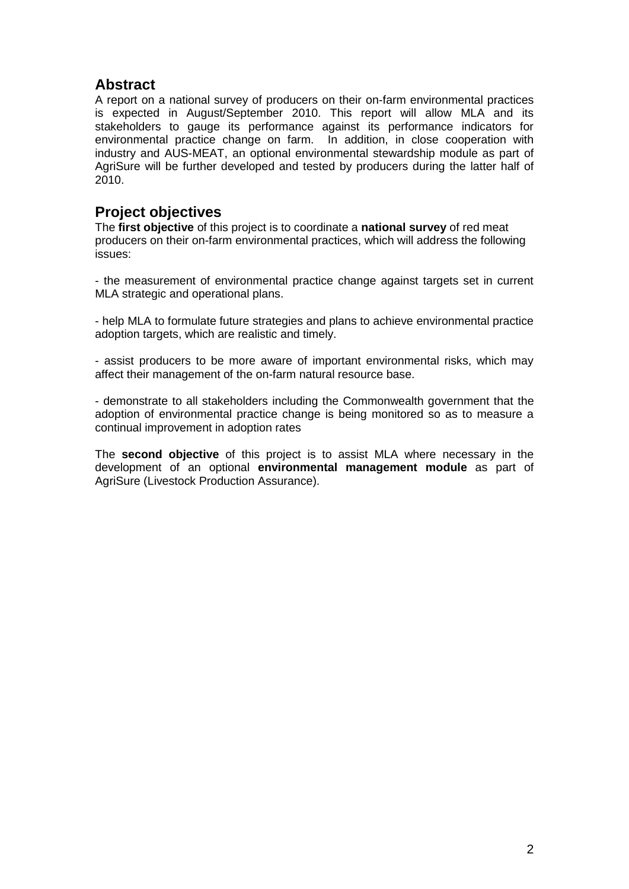## Abstract

A report on a national survey of producers on their on-farm environmental practices is expected in August/September 2010. This report will allow MLA and its stakeholders to gauge its performance against its performance indicators for environmental practice change on farm. In addition, in close cooperation with industry and AUS-MEAT, an optional environmental stewardship module as part of AgriSure will be further developed and tested by producers during the latter half of 2010.

## Project objectives

The **first objective** of this project is to coordinate a **national survey** of red meat producers on their on-farm environmental practices, which will address the following issues:

- the measurement of environmental practice change against targets set in current MLA strategic and operational plans.

- help MLA to formulate future strategies and plans to achieve environmental practice adoption targets, which are realistic and timely.

- assist producers to be more aware of important environmental risks, which may affect their management of the on-farm natural resource base.

- demonstrate to all stakeholders including the Commonwealth government that the adoption of environmental practice change is being monitored so as to measure a continual improvement in adoption rates

The **second objective** of this project is to assist MLA where necessary in the development of an optional **environmental management module** as part of AgriSure (Livestock Production Assurance).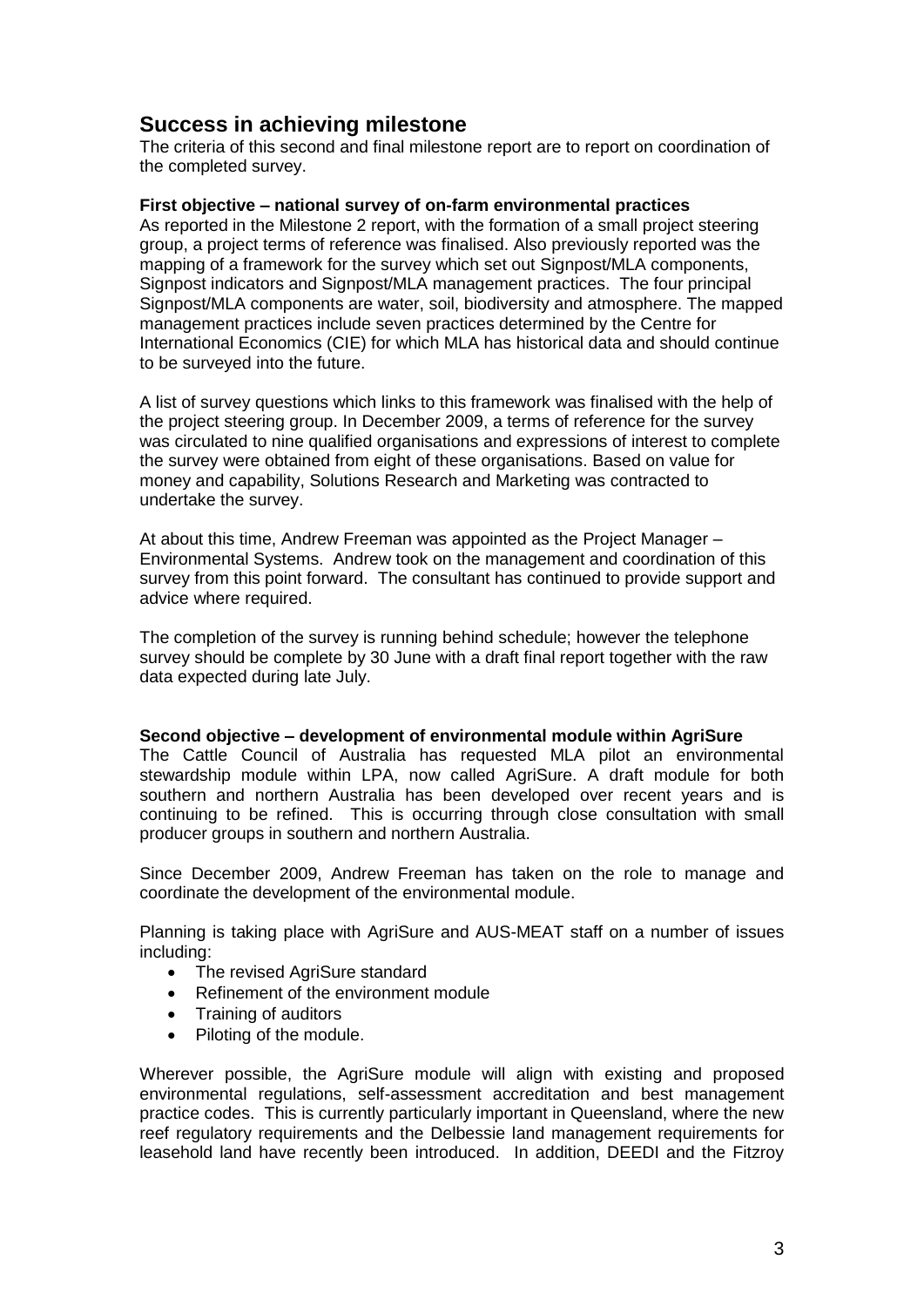## Success in achieving milestone

The criteria of this second and final milestone report are to report on coordination of the completed survey.

**First objective – national survey of on-farm environmental practices**

As reported in the Milestone 2 report, with the formation of a small project steering group, a project terms of reference was finalised. Also previously reported was the mapping of a framework for the survey which set out Signpost/MLA components, Signpost indicators and Signpost/MLA management practices. The four principal Signpost/MLA components are water, soil, biodiversity and atmosphere. The mapped management practices include seven practices determined by the Centre for International Economics (CIE) for which MLA has historical data and should continue to be surveyed into the future.

A list of survey questions which links to this framework was finalised with the help of the project steering group. In December 2009, a terms of reference for the survey was circulated to nine qualified organisations and expressions of interest to complete the survey were obtained from eight of these organisations. Based on value for money and capability, Solutions Research and Marketing was contracted to undertake the survey.

At about this time, Andrew Freeman was appointed as the Project Manager – Environmental Systems. Andrew took on the management and coordination of this survey from this point forward. The consultant has continued to provide support and advice where required.

The completion of the survey is running behind schedule; however the telephone survey should be complete by 30 June with a draft final report together with the raw data expected during late July.

**Second objective – development of environmental module within AgriSure**

The Cattle Council of Australia has requested MLA pilot an environmental stewardship module within LPA, now called AgriSure. A draft module for both southern and northern Australia has been developed over recent years and is continuing to be refined. This is occurring through close consultation with small producer groups in southern and northern Australia.

Since December 2009, Andrew Freeman has taken on the role to manage and coordinate the development of the environmental module.

Planning is taking place with AgriSure and AUS-MEAT staff on a number of issues including:

- The revised AgriSure standard
- Refinement of the environment module
- Training of auditors
- Piloting of the module.

Wherever possible, the AgriSure module will align with existing and proposed environmental regulations, self-assessment accreditation and best management practice codes. This is currently particularly important in Queensland, where the new reef regulatory requirements and the Delbessie land management requirements for leasehold land have recently been introduced. In addition, DEEDI and the Fitzroy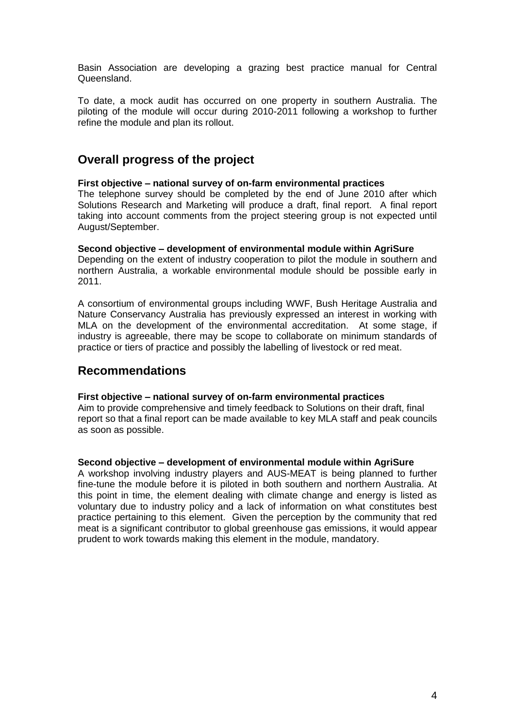Basin Association are developing a grazing best practice manual for Central Queensland.

To date, a mock audit has occurred on one property in southern Australia. The piloting of the module will occur during 2010-2011 following a workshop to further refine the module and plan its rollout.

## Overall progress of the project

**First objective – national survey of on-farm environmental practices**

The telephone survey should be completed by the end of June 2010 after which Solutions Research and Marketing will produce a draft, final report. A final report taking into account comments from the project steering group is not expected until August/September.

**Second objective – development of environmental module within AgriSure**

Depending on the extent of industry cooperation to pilot the module in southern and northern Australia, a workable environmental module should be possible early in 2011.

A consortium of environmental groups including WWF, Bush Heritage Australia and Nature Conservancy Australia has previously expressed an interest in working with MLA on the development of the environmental accreditation. At some stage, if industry is agreeable, there may be scope to collaborate on minimum standards of practice or tiers of practice and possibly the labelling of livestock or red meat.

## Recommendations

**First objective – national survey of on-farm environmental practices**

Aim to provide comprehensive and timely feedback to Solutions on their draft, final report so that a final report can be made available to key MLA staff and peak councils as soon as possible.

**Second objective – development of environmental module within AgriSure**

A workshop involving industry players and AUS-MEAT is being planned to further fine-tune the module before it is piloted in both southern and northern Australia. At this point in time, the element dealing with climate change and energy is listed as voluntary due to industry policy and a lack of information on what constitutes best practice pertaining to this element. Given the perception by the community that red meat is a significant contributor to global greenhouse gas emissions, it would appear prudent to work towards making this element in the module, mandatory.